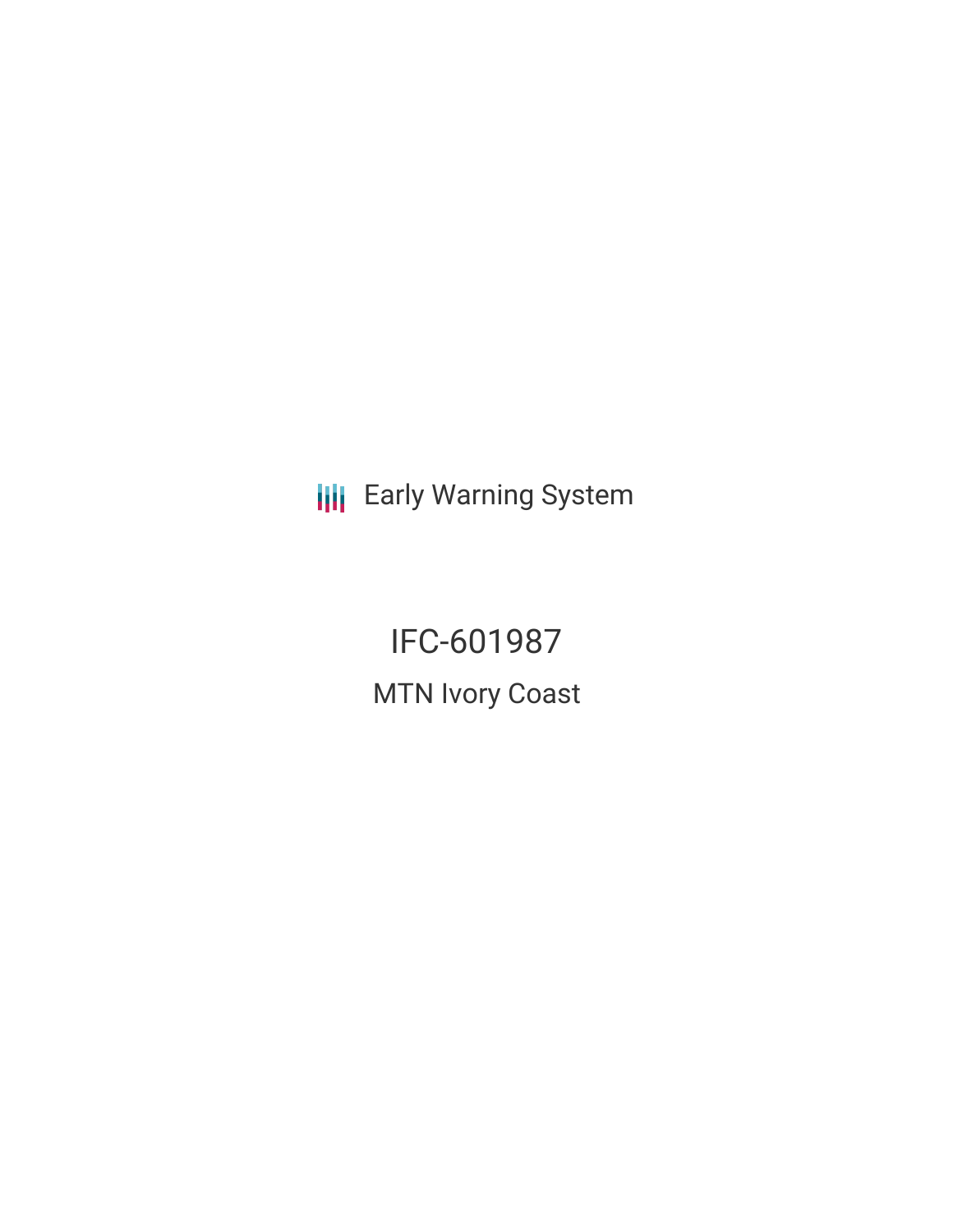Early Warning System

# IFC-601987

## MTN Ivory Coast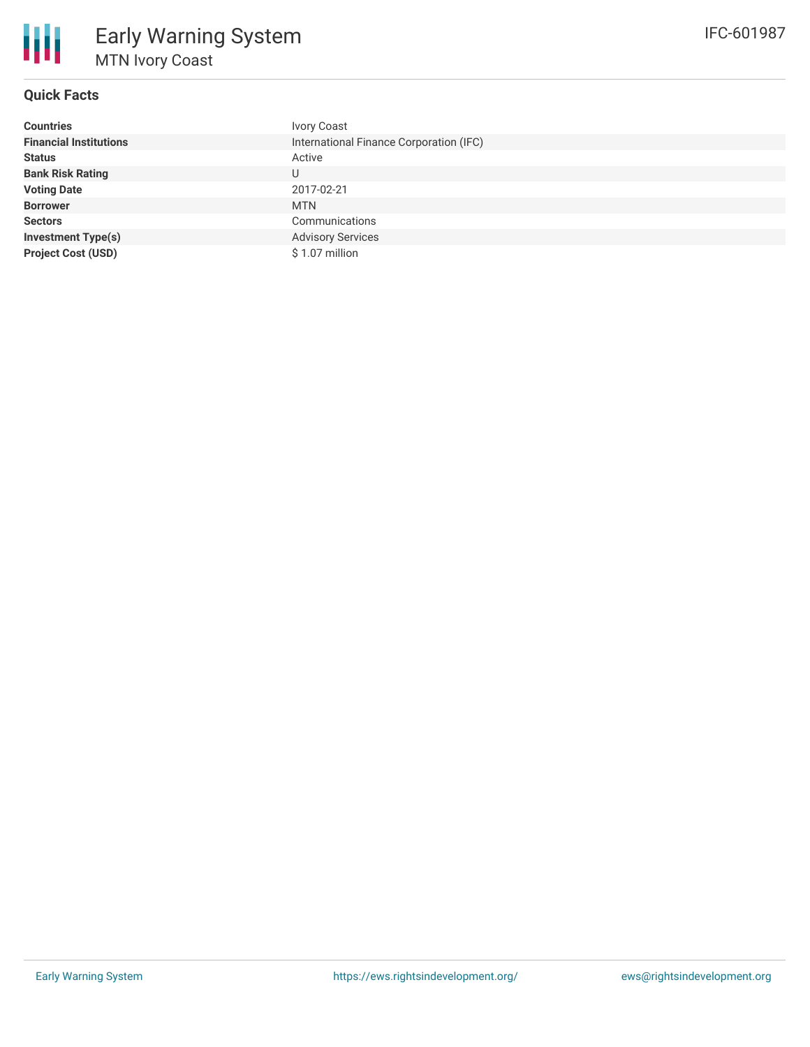# Early Warning System

## MTN Ivory Coast

IFC-601987

### Quick Facts

| | |
|---|---|
| **Countries** | Ivory Coast |
| **Financial Institutions** | International Finance Corporation (IFC) |
| **Status** | Active |
| **Bank Risk Rating** | U |
| **Voting Date** | 2017-02-21 |
| **Borrower** | MTN |
| **Sectors** | Communications |
| **Investment Type(s)** | Advisory Services |
| **Project Cost (USD)** | $ 1.07 million |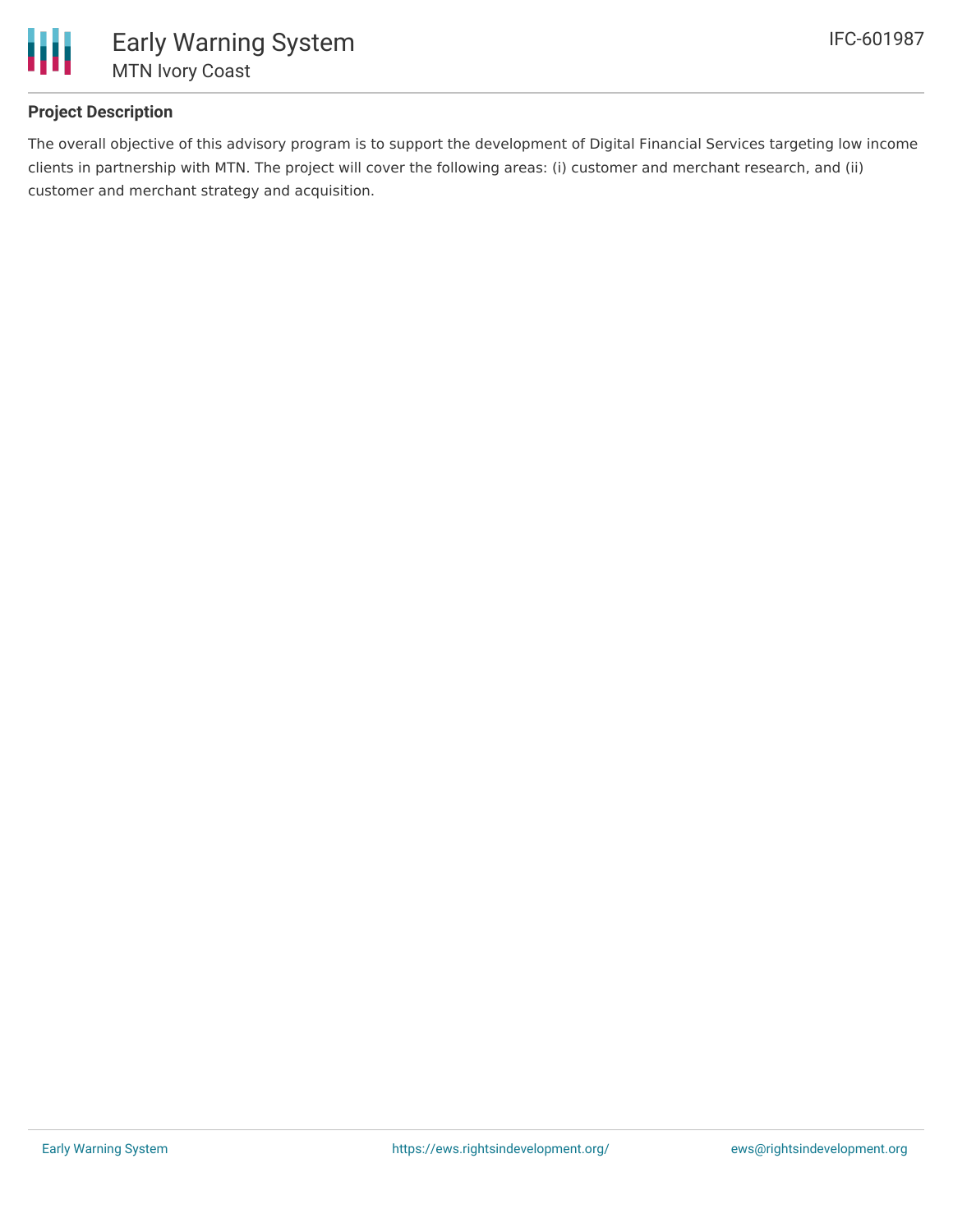## Project Description

The overall objective of this advisory program is to support the development of Digital Financial Services targeting low income clients in partnership with MTN. The project will cover the following areas: (i) customer and merchant research, and (ii) customer and merchant strategy and acquisition.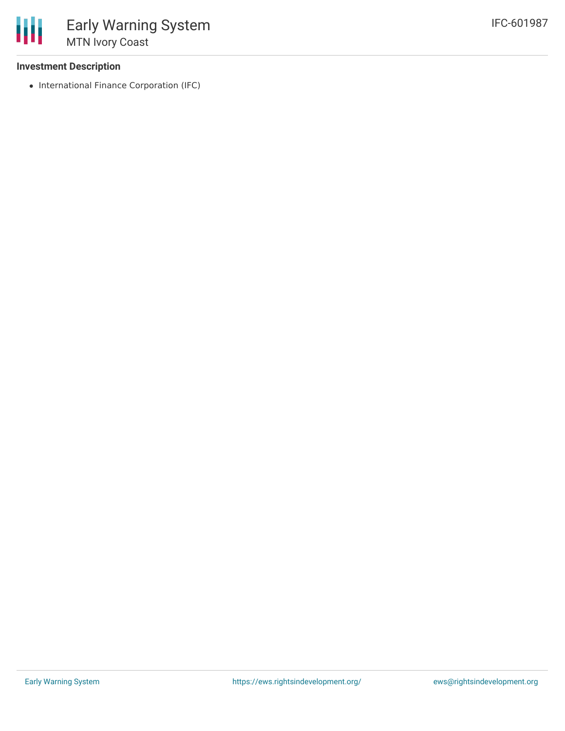### Investment Description

- International Finance Corporation (IFC)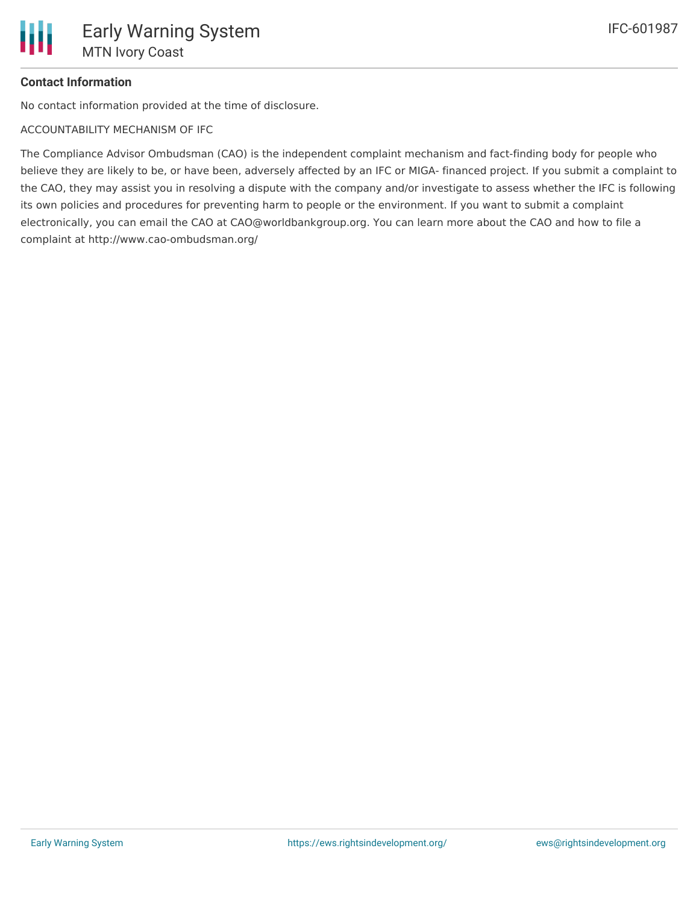**Contact Information**

No contact information provided at the time of disclosure.

ACCOUNTABILITY MECHANISM OF IFC

The Compliance Advisor Ombudsman (CAO) is the independent complaint mechanism and fact-finding body for people who believe they are likely to be, or have been, adversely affected by an IFC or MIGA- financed project. If you submit a complaint to the CAO, they may assist you in resolving a dispute with the company and/or investigate to assess whether the IFC is following its own policies and procedures for preventing harm to people or the environment. If you want to submit a complaint electronically, you can email the CAO at CAO@worldbankgroup.org. You can learn more about the CAO and how to file a complaint at http://www.cao-ombudsman.org/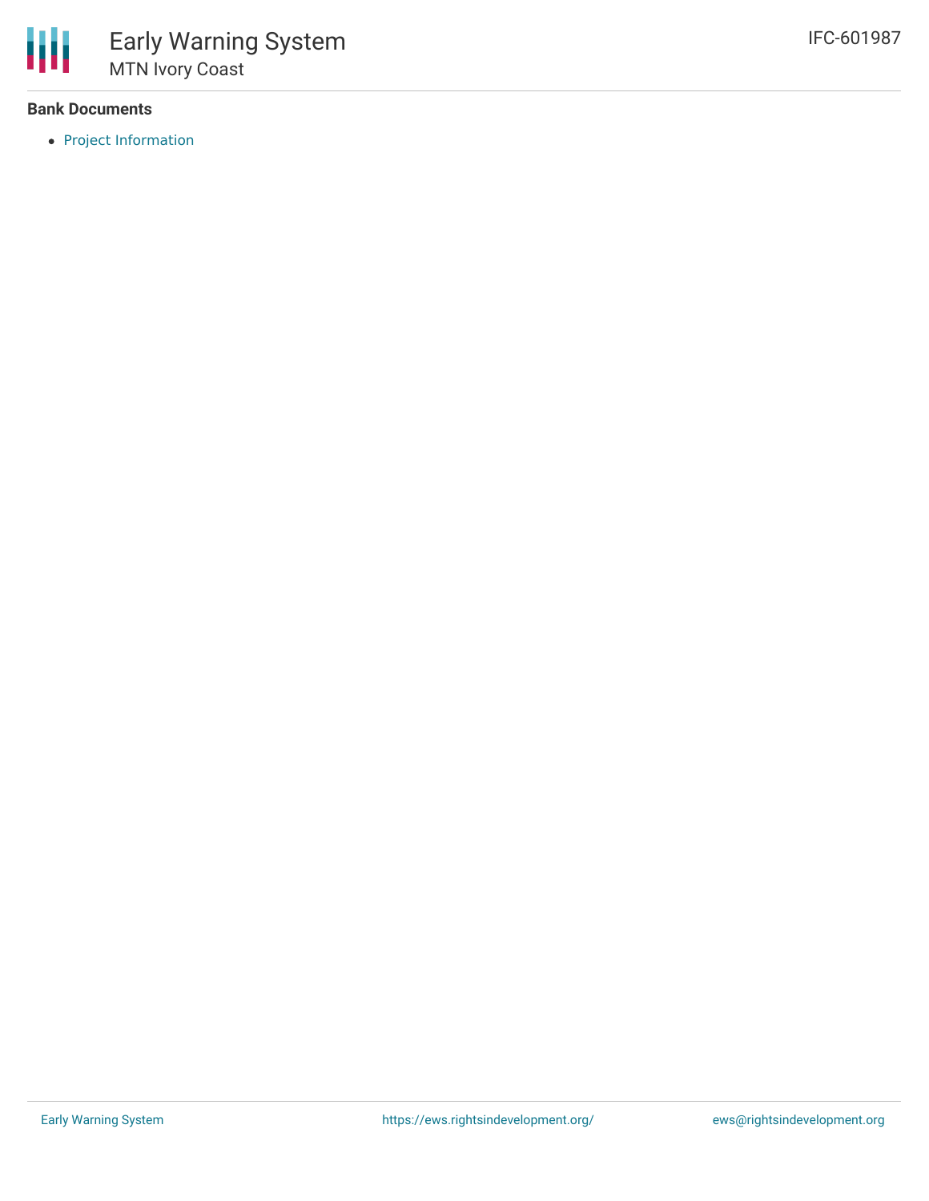**Bank Documents**

- Project Information